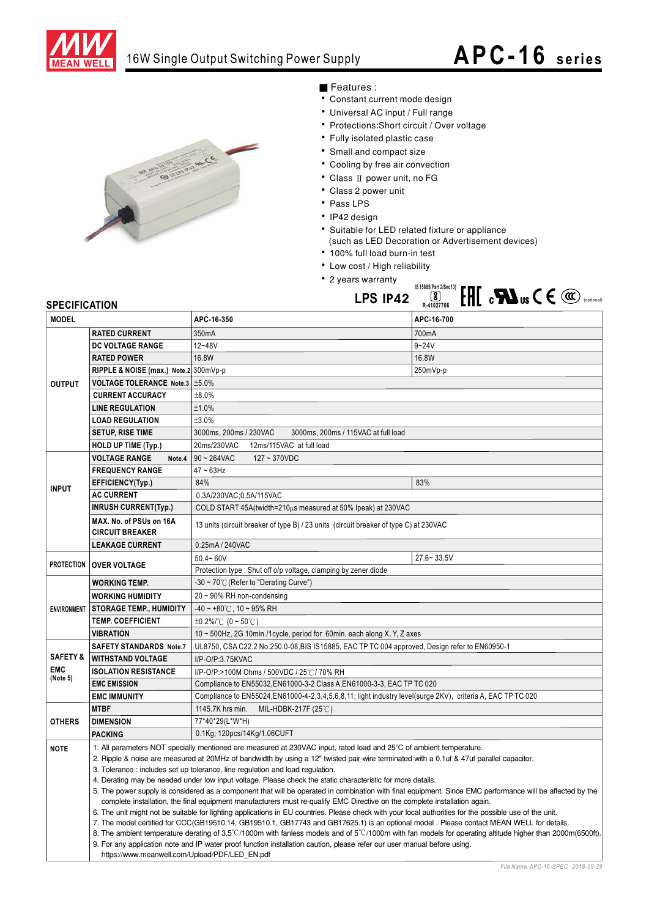# APC-16 series

## 16W Single Output Switching Power Supply

■ Features :

- Constant current mode design
- Universal AC input / Full range
- Protections:Short circuit / Over voltage
- Fully isolated plastic case
- Small and compact size
- Cooling by free air convection
- Class Ⅱ power unit, no FG
- Class 2 power unit
- Pass LPS
- IP42 design
- Suitable for LED related fixture or appliance (such as LED Decoration or Advertisement devices)
- 100% full load burn-in test
- Low cost / High reliability
- 2 years warranty

LPS IP42 IS 15885(Part 2/Sec13) R-41027766 (optional)

## SPECIFICATION

| MODEL | | APC-16-350 | APC-16-700 |
|---|---|---|---|
| OUTPUT | RATED CURRENT | 350mA | 700mA |
| | DC VOLTAGE RANGE | 12~48V | 9~24V |
| | RATED POWER | 16.8W | 16.8W |
| | RIPPLE & NOISE (max.) Note.2 | 300mVp-p | 250mVp-p |
| | VOLTAGE TOLERANCE Note.3 | ±5.0% | |
| | CURRENT ACCURACY | ±8.0% | |
| | LINE REGULATION | ±1.0% | |
| | LOAD REGULATION | ±3.0% | |
| | SETUP, RISE TIME | 3000ms, 200ms / 230VAC 3000ms, 200ms / 115VAC at full load | |
| | HOLD UP TIME (Typ.) | 20ms/230VAC 12ms/115VAC at full load | |
| INPUT | VOLTAGE RANGE Note.4 | 90 ~ 264VAC 127 ~ 370VDC | |
| | FREQUENCY RANGE | 47 ~ 63Hz | |
| | EFFICIENCY(Typ.) | 84% | 83% |
| | AC CURRENT | 0.3A/230VAC;0.5A/115VAC | |
| | INRUSH CURRENT(Typ.) | COLD START 45A(twidth=210μs measured at 50% Ipeak) at 230VAC | |
| | MAX. No. of PSUs on 16A CIRCUIT BREAKER | 13 units (circuit breaker of type B) / 23 units (circuit breaker of type C) at 230VAC | |
| | LEAKAGE CURRENT | 0.25mA / 240VAC | |
| PROTECTION | OVER VOLTAGE | 50.4~ 60V | 27.6~ 33.5V |
| | | Protection type : Shut off o/p voltage, clamping by zener diode | |
| ENVIRONMENT | WORKING TEMP. | -30 ~ 70℃ (Refer to "Derating Curve") | |
| | WORKING HUMIDITY | 20 ~ 90% RH non-condensing | |
| | STORAGE TEMP., HUMIDITY | -40 ~ +80℃, 10 ~ 95% RH | |
| | TEMP. COEFFICIENT | ±0.2%/℃ (0 ~ 50℃) | |
| | VIBRATION | 10 ~ 500Hz, 2G 10min./1cycle, period for 60min. each along X, Y, Z axes | |
| SAFETY & EMC (Note 5) | SAFETY STANDARDS Note.7 | UL8750, CSA C22.2 No.250.0-08,BIS IS15885, EAC TP TC 004 approved, Design refer to EN60950-1 | |
| | WITHSTAND VOLTAGE | I/P-O/P:3.75KVAC | |
| | ISOLATION RESISTANCE | I/P-O/P:>100M Ohms / 500VDC / 25℃/ 70% RH | |
| | EMC EMISSION | Compliance to EN55032,EN61000-3-2 Class A,EN61000-3-3, EAC TP TC 020 | |
| | EMC IMMUNITY | Compliance to EN55024,EN61000-4-2,3,4,5,6,8,11; light industry level(surge 2KV), criteria A, EAC TP TC 020 | |
| OTHERS | MTBF | 1145.7K hrs min. MIL-HDBK-217F (25℃) | |
| | DIMENSION | 77*40*29(L*W*H) | |
| | PACKING | 0.1Kg; 120pcs/14Kg/1.06CUFT | |

**NOTE**

1. All parameters NOT specially mentioned are measured at 230VAC input, rated load and 25℃ of ambient temperature.
2. Ripple & noise are measured at 20MHz of bandwidth by using a 12" twisted pair-wire terminated with a 0.1uf & 47uf parallel capacitor.
3. Tolerance : includes set up tolerance, line regulation and load regulation.
4. Derating may be needed under low input voltage. Please check the static characteristic for more details.
5. The power supply is considered as a component that will be operated in combination with final equipment. Since EMC performance will be affected by the complete installation, the final equipment manufacturers must re-qualify EMC Directive on the complete installation again.
6. The unit might not be suitable for lighting applications in EU countries. Please check with your local authorities for the possible use of the unit.
7. The model certified for CCC(GB19510.14, GB19510.1, GB17743 and GB17625.1) is an optional model . Please contact MEAN WELL for details.
8. The ambient temperature derating of 3.5℃/1000m with fanless models and of 5℃/1000m with fan models for operating altitude higher than 2000m(6500ft).
9. For any application note and IP water proof function installation caution, please refer our user manual before using. https://www.meanwell.com/Upload/PDF/LED_EN.pdf

File Name: APC-16-SPEC 2018-09-29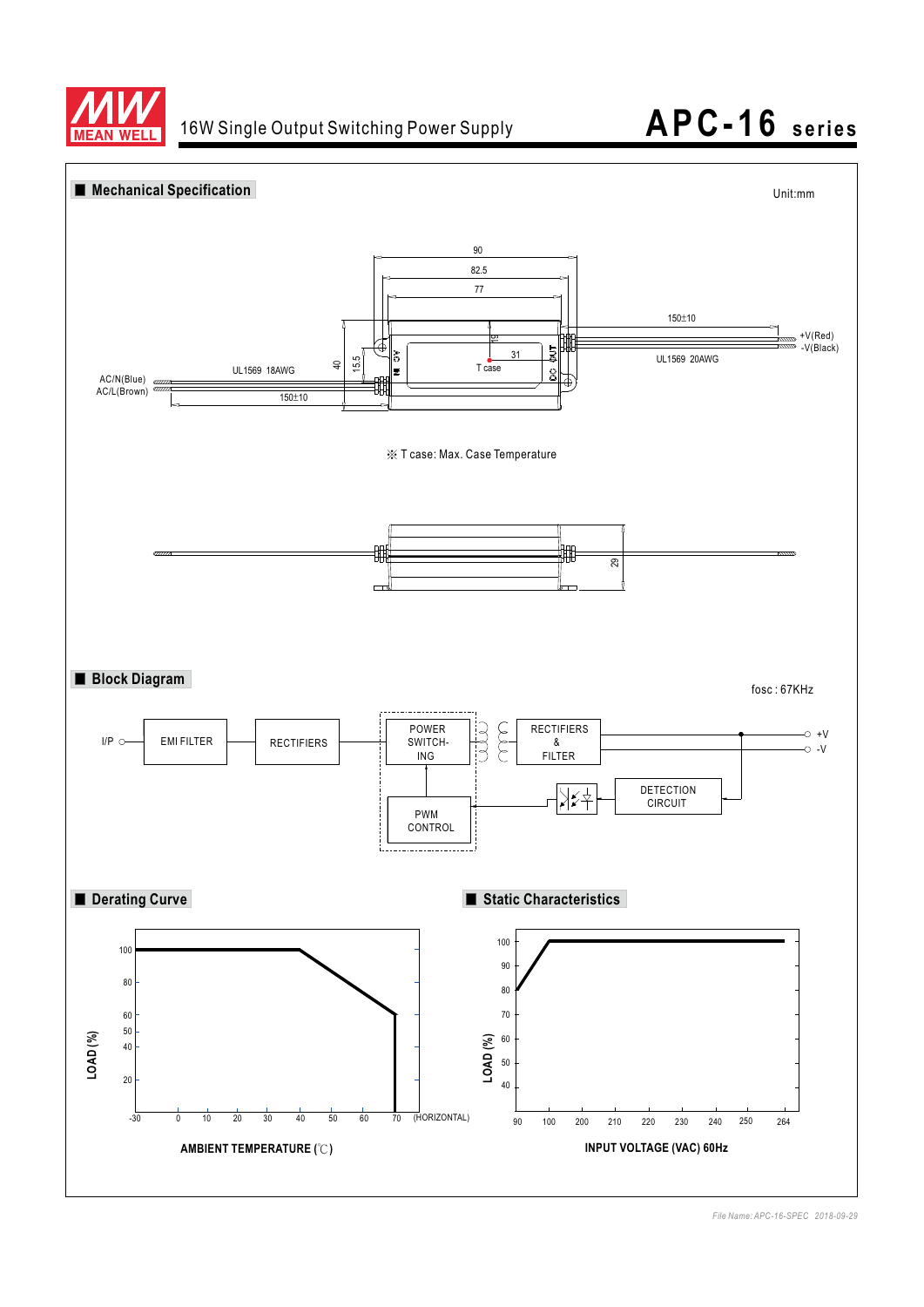# APC-16 series

16W Single Output Switching Power Supply

## Mechanical Specification

Unit:mm

90

82.5

77

150±10

+V(Red)

-V(Black)

UL1569 20AWG

40

15.5

19

31

T case

AC/N(Blue)

AC/L(Brown)

UL1569 18AWG

150±10

AC IN

DC OUT

※ T case: Max. Case Temperature

29

## Block Diagram

fosc : 67KHz

I/P

EMI FILTER

RECTIFIERS

POWER SWITCH-ING

PWM CONTROL

RECTIFIERS & FILTER

DETECTION CIRCUIT

+V

-V

## Derating Curve

LOAD (%)

100

80

60

50

40

20

-30

0

10

20

30

40

50

60

70 (HORIZONTAL)

AMBIENT TEMPERATURE (℃)

## Static Characteristics

LOAD (%)

100

90

80

70

60

50

40

90

100

200

210

220

230

240

250

264

INPUT VOLTAGE (VAC) 60Hz

*File Name: APC-16-SPEC 2018-09-29*